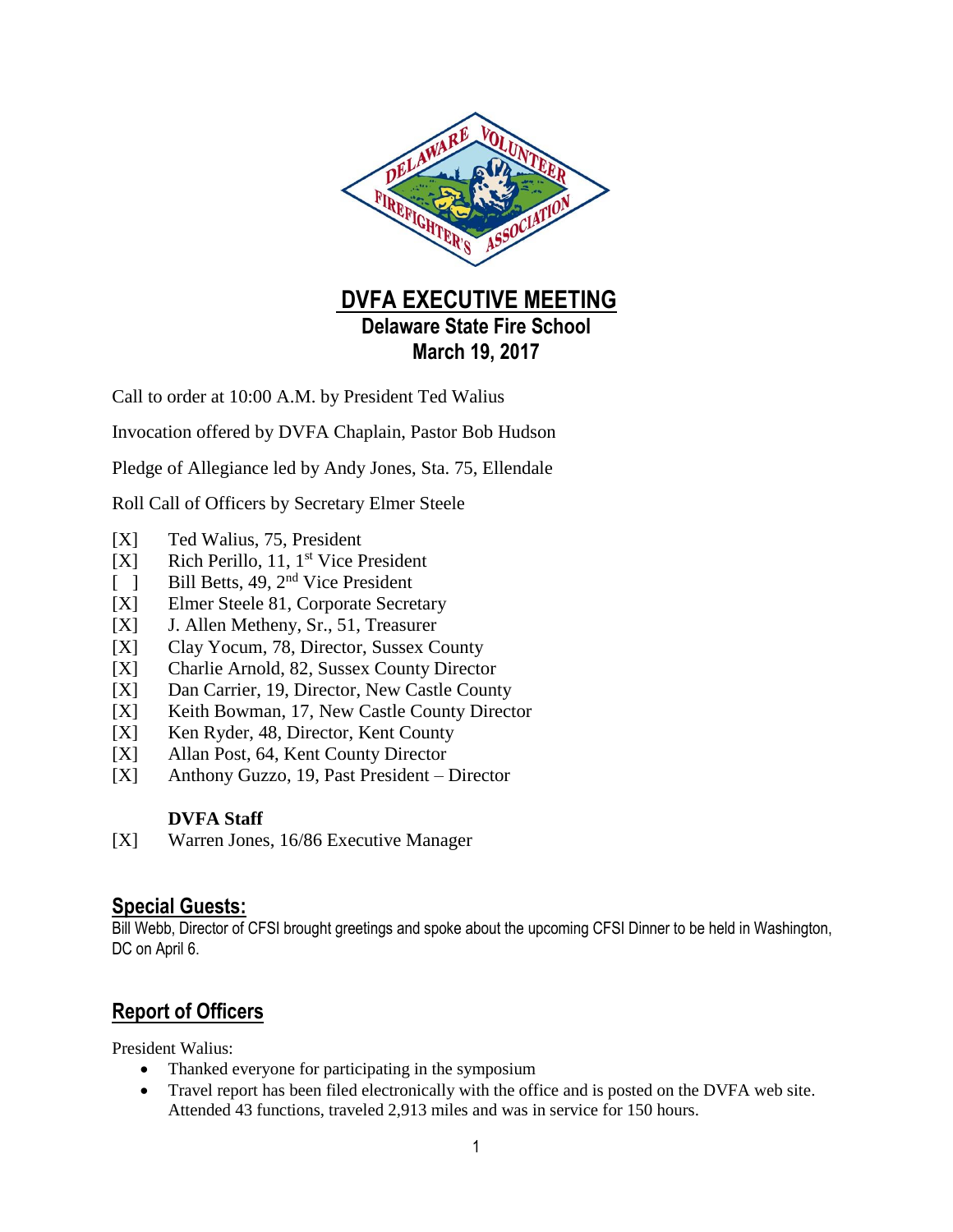# DVFA EXECUTIVE MEETING

## Delaware State Fire School

## March 19, 2017

Call to order at 10:00 A.M. by President Ted Walius

Invocation offered by DVFA Chaplain, Pastor Bob Hudson

Pledge of Allegiance led by Andy Jones, Sta. 75, Ellendale

Roll Call of Officers by Secretary Elmer Steele

[X] Ted Walius, 75, President
[X] Rich Perillo, 11, 1st Vice President
[ ] Bill Betts, 49, 2nd Vice President
[X] Elmer Steele 81, Corporate Secretary
[X] J. Allen Metheny, Sr., 51, Treasurer
[X] Clay Yocum, 78, Director, Sussex County
[X] Charlie Arnold, 82, Sussex County Director
[X] Dan Carrier, 19, Director, New Castle County
[X] Keith Bowman, 17, New Castle County Director
[X] Ken Ryder, 48, Director, Kent County
[X] Allan Post, 64, Kent County Director
[X] Anthony Guzzo, 19, Past President – Director

**DVFA Staff**

[X] Warren Jones, 16/86 Executive Manager

## Special Guests:

Bill Webb, Director of CFSI brought greetings and spoke about the upcoming CFSI Dinner to be held in Washington, DC on April 6.

## Report of Officers

President Walius:

- Thanked everyone for participating in the symposium
- Travel report has been filed electronically with the office and is posted on the DVFA web site. Attended 43 functions, traveled 2,913 miles and was in service for 150 hours.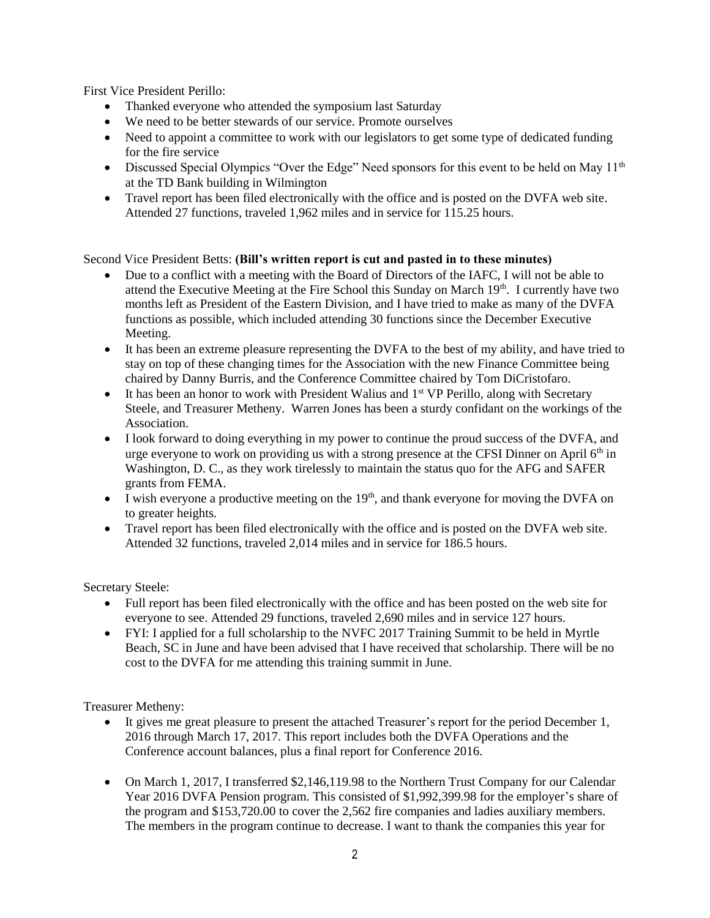First Vice President Perillo:

- Thanked everyone who attended the symposium last Saturday
- We need to be better stewards of our service. Promote ourselves
- Need to appoint a committee to work with our legislators to get some type of dedicated funding for the fire service
- Discussed Special Olympics "Over the Edge" Need sponsors for this event to be held on May 11th at the TD Bank building in Wilmington
- Travel report has been filed electronically with the office and is posted on the DVFA web site. Attended 27 functions, traveled 1,962 miles and in service for 115.25 hours.

Second Vice President Betts: **(Bill's written report is cut and pasted in to these minutes)**

- Due to a conflict with a meeting with the Board of Directors of the IAFC, I will not be able to attend the Executive Meeting at the Fire School this Sunday on March 19th. I currently have two months left as President of the Eastern Division, and I have tried to make as many of the DVFA functions as possible, which included attending 30 functions since the December Executive Meeting.
- It has been an extreme pleasure representing the DVFA to the best of my ability, and have tried to stay on top of these changing times for the Association with the new Finance Committee being chaired by Danny Burris, and the Conference Committee chaired by Tom DiCristofaro.
- It has been an honor to work with President Walius and 1st VP Perillo, along with Secretary Steele, and Treasurer Metheny. Warren Jones has been a sturdy confidant on the workings of the Association.
- I look forward to doing everything in my power to continue the proud success of the DVFA, and urge everyone to work on providing us with a strong presence at the CFSI Dinner on April 6th in Washington, D. C., as they work tirelessly to maintain the status quo for the AFG and SAFER grants from FEMA.
- I wish everyone a productive meeting on the 19th, and thank everyone for moving the DVFA on to greater heights.
- Travel report has been filed electronically with the office and is posted on the DVFA web site. Attended 32 functions, traveled 2,014 miles and in service for 186.5 hours.

Secretary Steele:

- Full report has been filed electronically with the office and has been posted on the web site for everyone to see. Attended 29 functions, traveled 2,690 miles and in service 127 hours.
- FYI: I applied for a full scholarship to the NVFC 2017 Training Summit to be held in Myrtle Beach, SC in June and have been advised that I have received that scholarship. There will be no cost to the DVFA for me attending this training summit in June.

Treasurer Metheny:

- It gives me great pleasure to present the attached Treasurer's report for the period December 1, 2016 through March 17, 2017. This report includes both the DVFA Operations and the Conference account balances, plus a final report for Conference 2016.

- On March 1, 2017, I transferred $2,146,119.98 to the Northern Trust Company for our Calendar Year 2016 DVFA Pension program. This consisted of $1,992,399.98 for the employer's share of the program and $153,720.00 to cover the 2,562 fire companies and ladies auxiliary members. The members in the program continue to decrease. I want to thank the companies this year for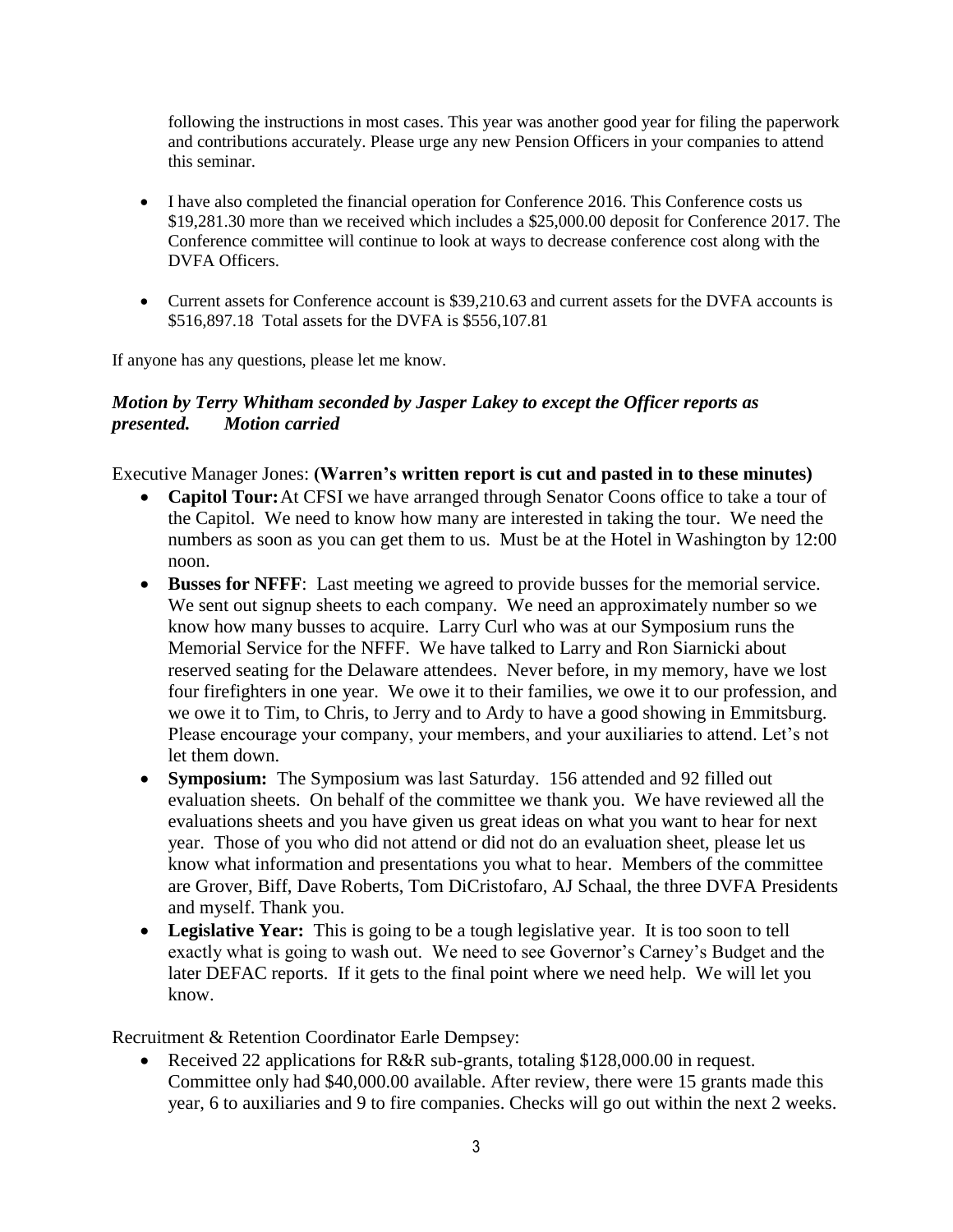following the instructions in most cases. This year was another good year for filing the paperwork and contributions accurately. Please urge any new Pension Officers in your companies to attend this seminar.

- I have also completed the financial operation for Conference 2016. This Conference costs us $19,281.30 more than we received which includes a $25,000.00 deposit for Conference 2017. The Conference committee will continue to look at ways to decrease conference cost along with the DVFA Officers.
- Current assets for Conference account is $39,210.63 and current assets for the DVFA accounts is $516,897.18 Total assets for the DVFA is $556,107.81

If anyone has any questions, please let me know.

***Motion by Terry Whitham seconded by Jasper Lakey to except the Officer reports as presented. Motion carried***

Executive Manager Jones: **(Warren's written report is cut and pasted in to these minutes)**

- **Capitol Tour:** At CFSI we have arranged through Senator Coons office to take a tour of the Capitol. We need to know how many are interested in taking the tour. We need the numbers as soon as you can get them to us. Must be at the Hotel in Washington by 12:00 noon.
- **Busses for NFFF**: Last meeting we agreed to provide busses for the memorial service. We sent out signup sheets to each company. We need an approximately number so we know how many busses to acquire. Larry Curl who was at our Symposium runs the Memorial Service for the NFFF. We have talked to Larry and Ron Siarnicki about reserved seating for the Delaware attendees. Never before, in my memory, have we lost four firefighters in one year. We owe it to their families, we owe it to our profession, and we owe it to Tim, to Chris, to Jerry and to Ardy to have a good showing in Emmitsburg. Please encourage your company, your members, and your auxiliaries to attend. Let's not let them down.
- **Symposium:** The Symposium was last Saturday. 156 attended and 92 filled out evaluation sheets. On behalf of the committee we thank you. We have reviewed all the evaluations sheets and you have given us great ideas on what you want to hear for next year. Those of you who did not attend or did not do an evaluation sheet, please let us know what information and presentations you what to hear. Members of the committee are Grover, Biff, Dave Roberts, Tom DiCristofaro, AJ Schaal, the three DVFA Presidents and myself. Thank you.
- **Legislative Year:** This is going to be a tough legislative year. It is too soon to tell exactly what is going to wash out. We need to see Governor's Carney's Budget and the later DEFAC reports. If it gets to the final point where we need help. We will let you know.

Recruitment & Retention Coordinator Earle Dempsey:

- Received 22 applications for R&R sub-grants, totaling $128,000.00 in request. Committee only had $40,000.00 available. After review, there were 15 grants made this year, 6 to auxiliaries and 9 to fire companies. Checks will go out within the next 2 weeks.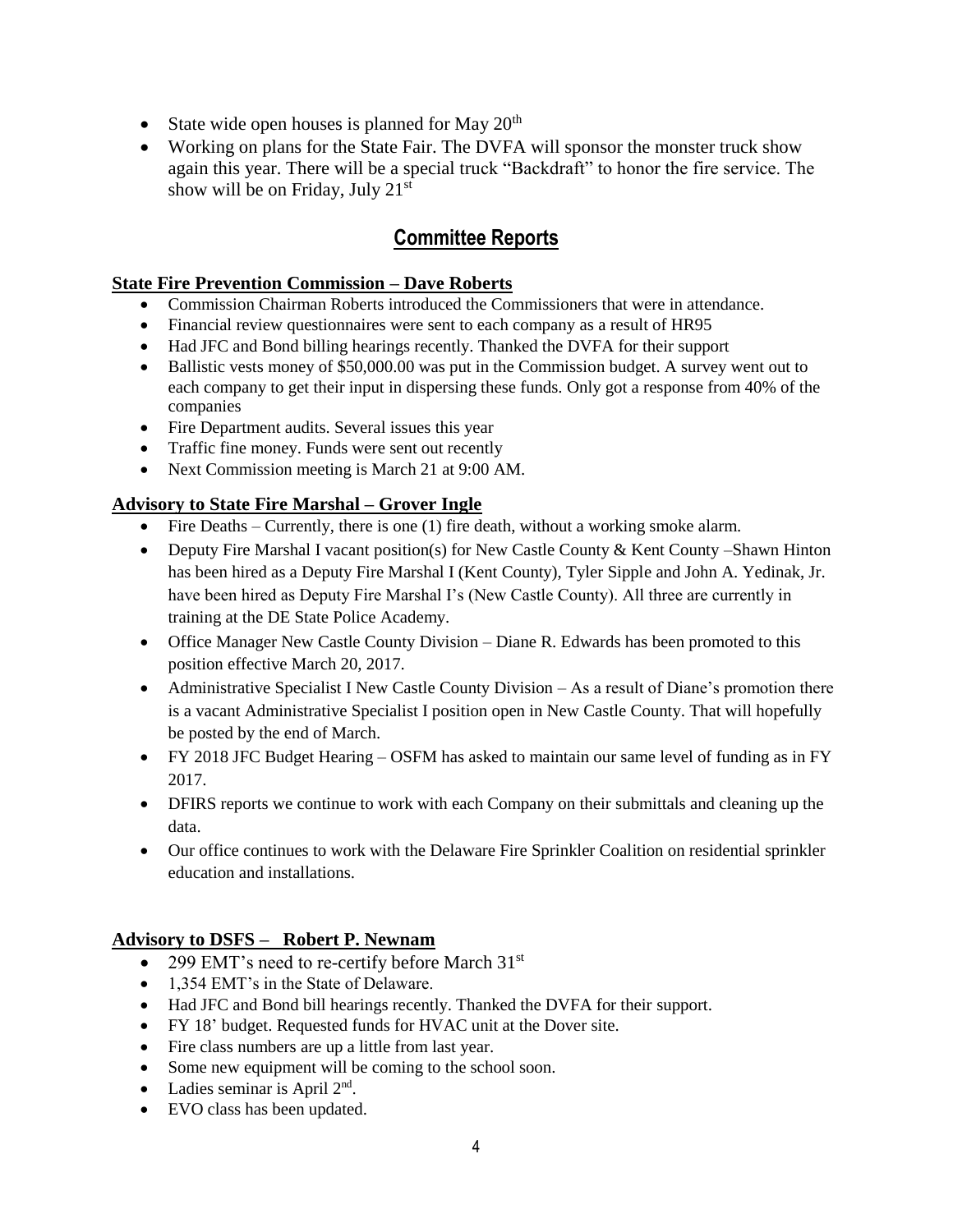- State wide open houses is planned for May 20th
- Working on plans for the State Fair. The DVFA will sponsor the monster truck show again this year. There will be a special truck "Backdraft" to honor the fire service. The show will be on Friday, July 21st

## Committee Reports

### State Fire Prevention Commission – Dave Roberts

- Commission Chairman Roberts introduced the Commissioners that were in attendance.
- Financial review questionnaires were sent to each company as a result of HR95
- Had JFC and Bond billing hearings recently. Thanked the DVFA for their support
- Ballistic vests money of $50,000.00 was put in the Commission budget. A survey went out to each company to get their input in dispersing these funds. Only got a response from 40% of the companies
- Fire Department audits. Several issues this year
- Traffic fine money. Funds were sent out recently
- Next Commission meeting is March 21 at 9:00 AM.

### Advisory to State Fire Marshal – Grover Ingle

- Fire Deaths – Currently, there is one (1) fire death, without a working smoke alarm.
- Deputy Fire Marshal I vacant position(s) for New Castle County & Kent County –Shawn Hinton has been hired as a Deputy Fire Marshal I (Kent County), Tyler Sipple and John A. Yedinak, Jr. have been hired as Deputy Fire Marshal I's (New Castle County). All three are currently in training at the DE State Police Academy.
- Office Manager New Castle County Division – Diane R. Edwards has been promoted to this position effective March 20, 2017.
- Administrative Specialist I New Castle County Division – As a result of Diane's promotion there is a vacant Administrative Specialist I position open in New Castle County. That will hopefully be posted by the end of March.
- FY 2018 JFC Budget Hearing – OSFM has asked to maintain our same level of funding as in FY 2017.
- DFIRS reports we continue to work with each Company on their submittals and cleaning up the data.
- Our office continues to work with the Delaware Fire Sprinkler Coalition on residential sprinkler education and installations.

### Advisory to DSFS – Robert P. Newnam

- 299 EMT's need to re-certify before March 31st
- 1,354 EMT's in the State of Delaware.
- Had JFC and Bond bill hearings recently. Thanked the DVFA for their support.
- FY 18' budget. Requested funds for HVAC unit at the Dover site.
- Fire class numbers are up a little from last year.
- Some new equipment will be coming to the school soon.
- Ladies seminar is April 2nd.
- EVO class has been updated.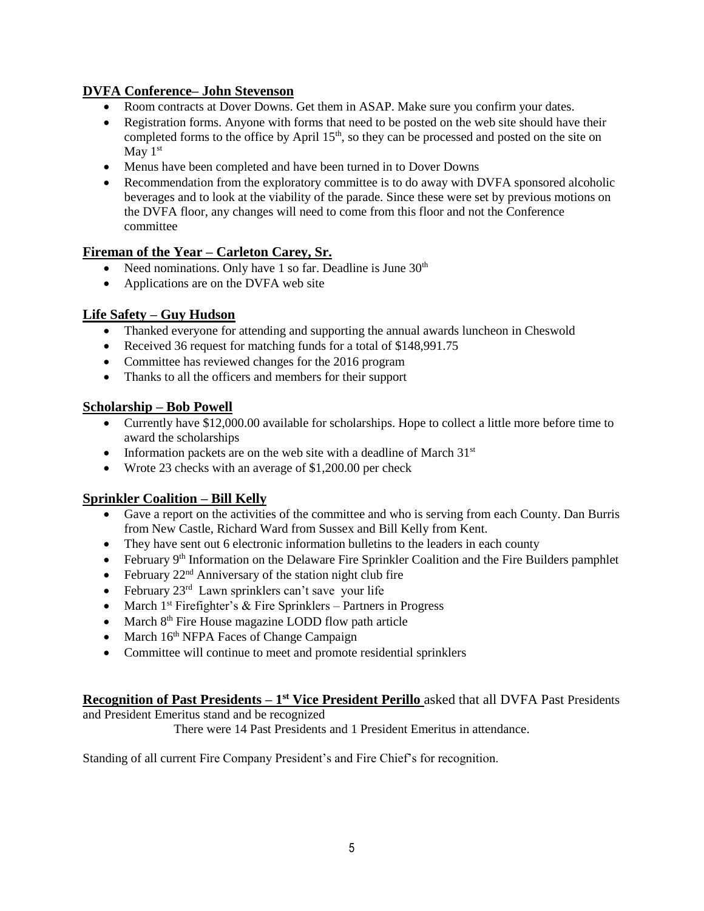## DVFA Conference– John Stevenson

- Room contracts at Dover Downs. Get them in ASAP. Make sure you confirm your dates.
- Registration forms. Anyone with forms that need to be posted on the web site should have their completed forms to the office by April 15th, so they can be processed and posted on the site on May 1st
- Menus have been completed and have been turned in to Dover Downs
- Recommendation from the exploratory committee is to do away with DVFA sponsored alcoholic beverages and to look at the viability of the parade. Since these were set by previous motions on the DVFA floor, any changes will need to come from this floor and not the Conference committee

## Fireman of the Year – Carleton Carey, Sr.

- Need nominations. Only have 1 so far. Deadline is June 30th
- Applications are on the DVFA web site

## Life Safety – Guy Hudson

- Thanked everyone for attending and supporting the annual awards luncheon in Cheswold
- Received 36 request for matching funds for a total of $148,991.75
- Committee has reviewed changes for the 2016 program
- Thanks to all the officers and members for their support

## Scholarship – Bob Powell

- Currently have $12,000.00 available for scholarships. Hope to collect a little more before time to award the scholarships
- Information packets are on the web site with a deadline of March 31st
- Wrote 23 checks with an average of $1,200.00 per check

## Sprinkler Coalition – Bill Kelly

- Gave a report on the activities of the committee and who is serving from each County. Dan Burris from New Castle, Richard Ward from Sussex and Bill Kelly from Kent.
- They have sent out 6 electronic information bulletins to the leaders in each county
- February 9th Information on the Delaware Fire Sprinkler Coalition and the Fire Builders pamphlet
- February 22nd Anniversary of the station night club fire
- February 23rd Lawn sprinklers can't save your life
- March 1st Firefighter's & Fire Sprinklers – Partners in Progress
- March 8th Fire House magazine LODD flow path article
- March 16th NFPA Faces of Change Campaign
- Committee will continue to meet and promote residential sprinklers

**Recognition of Past Presidents – 1st Vice President Perillo** asked that all DVFA Past Presidents and President Emeritus stand and be recognized

There were 14 Past Presidents and 1 President Emeritus in attendance.

Standing of all current Fire Company President's and Fire Chief's for recognition.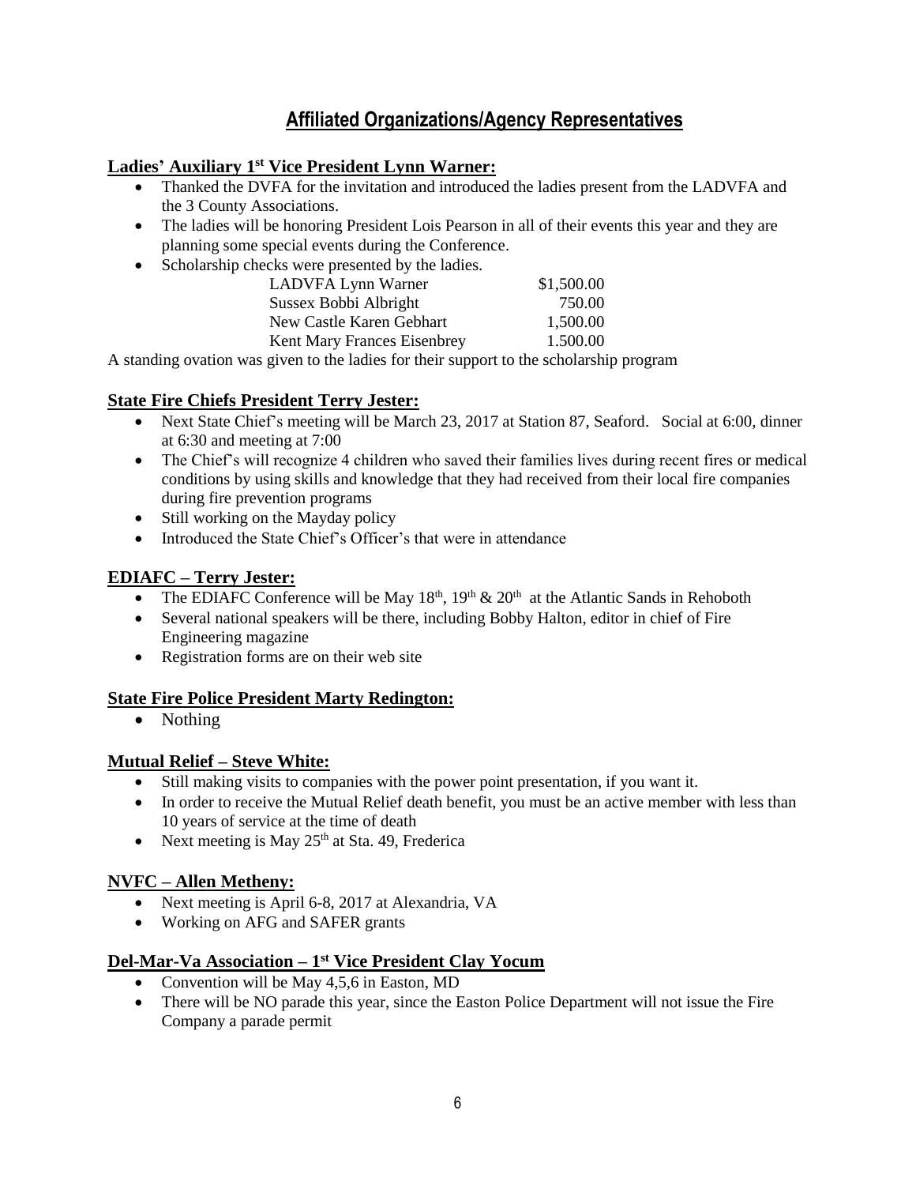## Affiliated Organizations/Agency Representatives

### Ladies' Auxiliary 1st Vice President Lynn Warner:

- Thanked the DVFA for the invitation and introduced the ladies present from the LADVFA and the 3 County Associations.
- The ladies will be honoring President Lois Pearson in all of their events this year and they are planning some special events during the Conference.
- Scholarship checks were presented by the ladies.

| | |
|---|---|
| LADVFA Lynn Warner | $1,500.00 |
| Sussex Bobbi Albright | 750.00 |
| New Castle Karen Gebhart | 1,500.00 |
| Kent Mary Frances Eisenbrey | 1.500.00 |

A standing ovation was given to the ladies for their support to the scholarship program

### State Fire Chiefs President Terry Jester:

- Next State Chief's meeting will be March 23, 2017 at Station 87, Seaford. Social at 6:00, dinner at 6:30 and meeting at 7:00
- The Chief's will recognize 4 children who saved their families lives during recent fires or medical conditions by using skills and knowledge that they had received from their local fire companies during fire prevention programs
- Still working on the Mayday policy
- Introduced the State Chief's Officer's that were in attendance

### EDIAFC – Terry Jester:

- The EDIAFC Conference will be May 18th, 19th & 20th at the Atlantic Sands in Rehoboth
- Several national speakers will be there, including Bobby Halton, editor in chief of Fire Engineering magazine
- Registration forms are on their web site

### State Fire Police President Marty Redington:

- Nothing

### Mutual Relief – Steve White:

- Still making visits to companies with the power point presentation, if you want it.
- In order to receive the Mutual Relief death benefit, you must be an active member with less than 10 years of service at the time of death
- Next meeting is May 25th at Sta. 49, Frederica

### NVFC – Allen Metheny:

- Next meeting is April 6-8, 2017 at Alexandria, VA
- Working on AFG and SAFER grants

### Del-Mar-Va Association – 1st Vice President Clay Yocum

- Convention will be May 4,5,6 in Easton, MD
- There will be NO parade this year, since the Easton Police Department will not issue the Fire Company a parade permit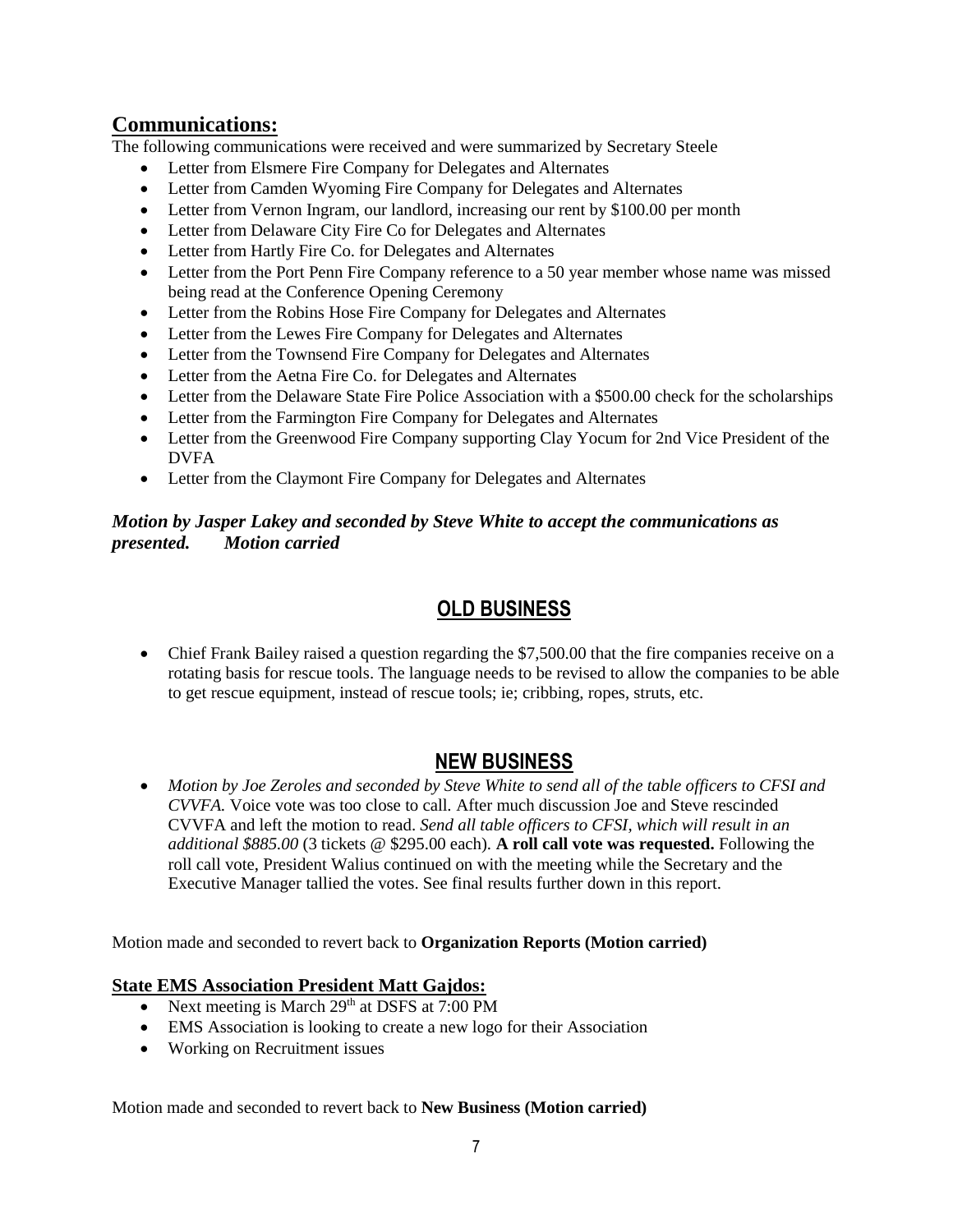## Communications:

The following communications were received and were summarized by Secretary Steele

- Letter from Elsmere Fire Company for Delegates and Alternates
- Letter from Camden Wyoming Fire Company for Delegates and Alternates
- Letter from Vernon Ingram, our landlord, increasing our rent by $100.00 per month
- Letter from Delaware City Fire Co for Delegates and Alternates
- Letter from Hartly Fire Co. for Delegates and Alternates
- Letter from the Port Penn Fire Company reference to a 50 year member whose name was missed being read at the Conference Opening Ceremony
- Letter from the Robins Hose Fire Company for Delegates and Alternates
- Letter from the Lewes Fire Company for Delegates and Alternates
- Letter from the Townsend Fire Company for Delegates and Alternates
- Letter from the Aetna Fire Co. for Delegates and Alternates
- Letter from the Delaware State Fire Police Association with a $500.00 check for the scholarships
- Letter from the Farmington Fire Company for Delegates and Alternates
- Letter from the Greenwood Fire Company supporting Clay Yocum for 2nd Vice President of the DVFA
- Letter from the Claymont Fire Company for Delegates and Alternates

***Motion by Jasper Lakey and seconded by Steve White to accept the communications as presented. Motion carried***

## OLD BUSINESS

- Chief Frank Bailey raised a question regarding the $7,500.00 that the fire companies receive on a rotating basis for rescue tools. The language needs to be revised to allow the companies to be able to get rescue equipment, instead of rescue tools; ie; cribbing, ropes, struts, etc.

## NEW BUSINESS

- *Motion by Joe Zeroles and seconded by Steve White to send all of the table officers to CFSI and CVVFA.* Voice vote was too close to call. After much discussion Joe and Steve rescinded CVVFA and left the motion to read. *Send all table officers to CFSI, which will result in an additional $885.00* (3 tickets @ $295.00 each). **A roll call vote was requested.** Following the roll call vote, President Walius continued on with the meeting while the Secretary and the Executive Manager tallied the votes. See final results further down in this report.

Motion made and seconded to revert back to **Organization Reports (Motion carried)**

### State EMS Association President Matt Gajdos:

- Next meeting is March 29th at DSFS at 7:00 PM
- EMS Association is looking to create a new logo for their Association
- Working on Recruitment issues

Motion made and seconded to revert back to **New Business (Motion carried)**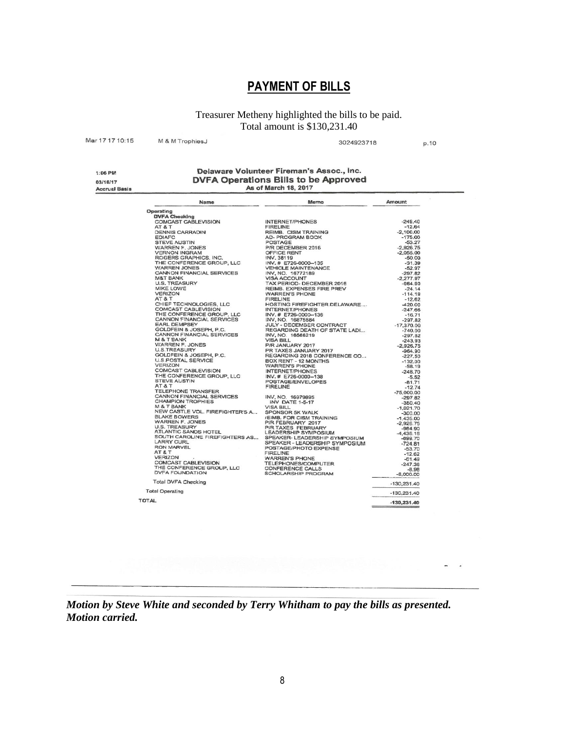## PAYMENT OF BILLS

Treasurer Metheny highlighted the bills to be paid.
Total amount is $130,231.40

Mar 17 17 10:15 M & M TrophiesJ 3024923718 p.10

1:06 PM
03/16/17
Accrual Basis

**Delaware Volunteer Fireman's Assoc., Inc.**
**DVFA Operations Bills to be Approved**
**As of March 18, 2017**

| Name | Memo | Amount |
|---|---|---|
| Operating | | |
| DVFA Checking | | |
| COMCAST CABLEVISION | INTERNET/PHONES | -249.40 |
| AT & T | FIRELINE | -12.64 |
| DENNIS CARRADIN | REIMB. CISM TRAINING | -2,100.00 |
| EDIAFC | AD- PROGRAM BOOK | -175.00 |
| STEVE AUSTIN | POSTAGE | -53.27 |
| WARREN F. JONES | P/R DECEMBER 2016 | -2,926.75 |
| VERNON INGRAM | OFFICE RENT | -2,055.00 |
| ROGERS GRAPHICS, INC. | INV. 38119 | -50.00 |
| THE CONFERENCE GROUP, LLC | INV. # E726-0000--135 | -31.39 |
| WARREN JONES | VEHICLE MAINTENANCE | -52.97 |
| CANNON FINANCIAL SERVICES | INV, NO. 16772189 | -297.82 |
| M&T BANK | VISA ACCOUNT | -2,277.97 |
| U.S. TREASURY | TAX PERIOD- DECEMBER 2016 | -964.90 |
| MIKE LOWE | REIMB. EXPENSES FIRE PREV | -24.14 |
| VERIZON | WARREN'S PHONE | -114.19 |
| AT & T | FIRELINE | -12.62 |
| CHIEF TECHNOLOGIES, LLC | HOSTING FIREFIGHTER.DELAWARE.... | -420.00 |
| COMCAST CABLEVISION | INTERNET/PHONES | -247.66 |
| THE CONFERENCE GROUP, LLC | INV. # E726-0000--136 | -16.71 |
| CANNON FINANCIAL SERVICES | INV, NO. 16875884 | -297.82 |
| EARL DEMPSEY | JULY - DECEMBER CONTRACT | -17,370.00 |
| GOLDFEIN & JOSEPH, P.C. | REGARDING DEATH OF STATE LADI... | -740.00 |
| CANNON FINANCIAL SERVICES | INV, NO. 16566219 | -297.82 |
| M & T BANK | VISA BILL | -243.93 |
| WARREN F. JONES | P/R JANUARY 2017 | -2,926.75 |
| U.S.TREASURY | PR TAXES JANUARY 2017 | -964.90 |
| GOLDFEIN & JOSEPH, P.C. | REGARDING 2018 CONFERENCE CO... | -227.50 |
| U.S.POSTAL SERVICE | BOX RENT - 12 MONTHS | -132.00 |
| VERIZON | WARREN'S PHONE | -58.19 |
| COMCAST CABLEVISION | INTERNET/PHONES | -248.70 |
| THE CONFERENCE GROUP, LLC | INV. # E726-0000--138 | -5.52 |
| STEVE AUSTIN | POSTAGE/ENVELOPES | -81.71 |
| AT & T | FIRELINE | -12.74 |
| TELEPHONE TRANSFER | | -75,000.00 |
| CANNON FINANCIAL SERVICES | INV, NO. 16979895 | -297.82 |
| CHAMPION TROPHIES | INV DATE 1-5-17 | -350.40 |
| M & T BANK | VISA BILL | -1,021.70 |
| NEW CASTLE VOL. FIREFIGHTER'S A... | SPONSOR 5K WALK | -300.00 |
| BLAKE BOWERS | rEIMB. FOR CISM TRAINING | -1,435.00 |
| WARREN F. JONES | P/R FEBRUARY 2017 | -2,926.75 |
| U.S. TREASURY | P/R TAXES FEBRUARY | -964.90 |
| ATLANTIC SANDS HOTEL | LEADERSHIP SYMPOSIUM | -4,436.16 |
| SOUTH CAROLINE FIREFIGHTERS AS... | SPEAKER- LEADERSHIP SYMPOSIUM | -699.70 |
| LARRY CURL | SPEAKER - LEADERSHIP SYMPOSIUM | -724.81 |
| RON MARVEL | POSTAGE/PHOTO EXPENSE | -53.70 |
| AT & T | FIRELINE | -12.62 |
| VERIZON | WARREN'S PHONE | -61.49 |
| COMCAST CABLEVISION | TELEPHONES/COMPUTER | -247.36 |
| THE CONFERENCE GROUP, LLC | CONFERENCE CALLS | -8.96 |
| DVFA FOUNDATION | SCHOLARSHIP PROGRAM | -8,000.00 |
| Total DVFA Checking | | -130,231.40 |
| Total Operating | | -130,231.40 |
| TOTAL | | -130,231.40 |

***Motion by Steve White and seconded by Terry Whitham to pay the bills as presented. Motion carried.***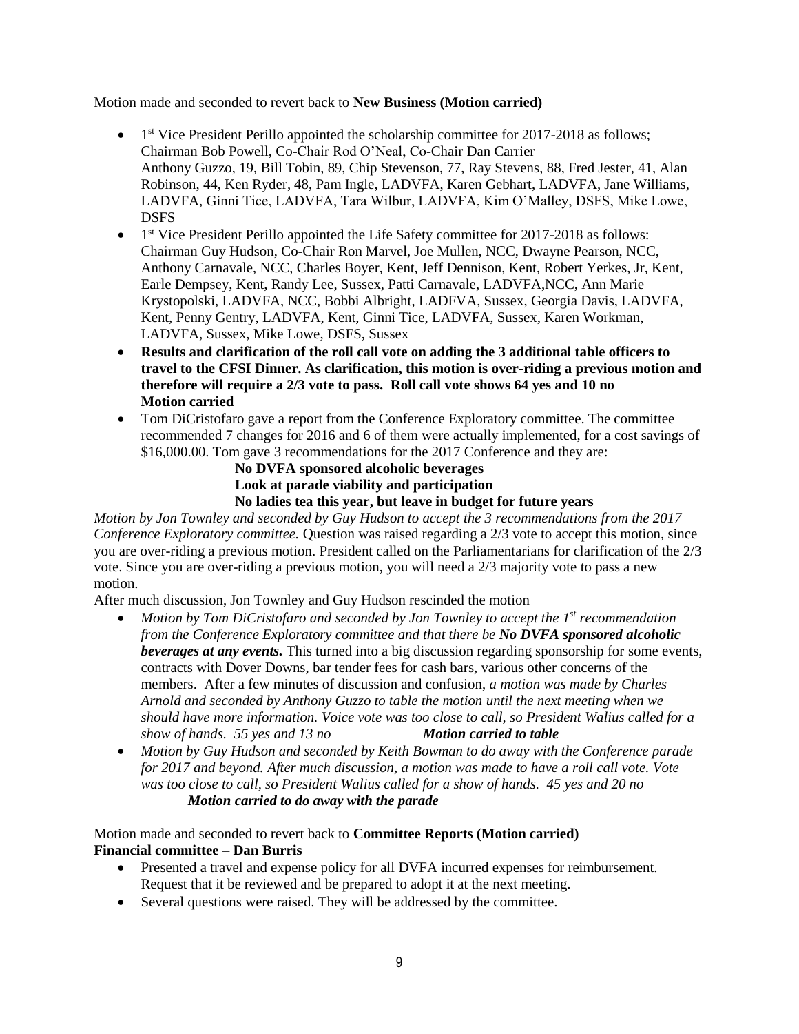Motion made and seconded to revert back to **New Business (Motion carried)**

- 1st Vice President Perillo appointed the scholarship committee for 2017-2018 as follows; Chairman Bob Powell, Co-Chair Rod O'Neal, Co-Chair Dan Carrier
  Anthony Guzzo, 19, Bill Tobin, 89, Chip Stevenson, 77, Ray Stevens, 88, Fred Jester, 41, Alan Robinson, 44, Ken Ryder, 48, Pam Ingle, LADVFA, Karen Gebhart, LADVFA, Jane Williams, LADVFA, Ginni Tice, LADVFA, Tara Wilbur, LADVFA, Kim O'Malley, DSFS, Mike Lowe, DSFS
- 1st Vice President Perillo appointed the Life Safety committee for 2017-2018 as follows: Chairman Guy Hudson, Co-Chair Ron Marvel, Joe Mullen, NCC, Dwayne Pearson, NCC, Anthony Carnavale, NCC, Charles Boyer, Kent, Jeff Dennison, Kent, Robert Yerkes, Jr, Kent, Earle Dempsey, Kent, Randy Lee, Sussex, Patti Carnavale, LADVFA,NCC, Ann Marie Krystopolski, LADVFA, NCC, Bobbi Albright, LADFVA, Sussex, Georgia Davis, LADVFA, Kent, Penny Gentry, LADVFA, Kent, Ginni Tice, LADVFA, Sussex, Karen Workman, LADVFA, Sussex, Mike Lowe, DSFS, Sussex
- **Results and clarification of the roll call vote on adding the 3 additional table officers to travel to the CFSI Dinner. As clarification, this motion is over-riding a previous motion and therefore will require a 2/3 vote to pass. Roll call vote shows 64 yes and 10 no**
  **Motion carried**
- Tom DiCristofaro gave a report from the Conference Exploratory committee. The committee recommended 7 changes for 2016 and 6 of them were actually implemented, for a cost savings of $16,000.00. Tom gave 3 recommendations for the 2017 Conference and they are:
  **No DVFA sponsored alcoholic beverages**
  **Look at parade viability and participation**
  **No ladies tea this year, but leave in budget for future years**

*Motion by Jon Townley and seconded by Guy Hudson to accept the 3 recommendations from the 2017 Conference Exploratory committee.* Question was raised regarding a 2/3 vote to accept this motion, since you are over-riding a previous motion. President called on the Parliamentarians for clarification of the 2/3 vote. Since you are over-riding a previous motion, you will need a 2/3 majority vote to pass a new motion.

After much discussion, Jon Townley and Guy Hudson rescinded the motion

- *Motion by Tom DiCristofaro and seconded by Jon Townley to accept the 1st recommendation from the Conference Exploratory committee and that there be **No DVFA sponsored alcoholic beverages at any events.*** This turned into a big discussion regarding sponsorship for some events, contracts with Dover Downs, bar tender fees for cash bars, various other concerns of the members. After a few minutes of discussion and confusion, *a motion was made by Charles Arnold and seconded by Anthony Guzzo to table the motion until the next meeting when we should have more information. Voice vote was too close to call, so President Walius called for a show of hands. 55 yes and 13 no* ***Motion carried to table***
- *Motion by Guy Hudson and seconded by Keith Bowman to do away with the Conference parade for 2017 and beyond. After much discussion, a motion was made to have a roll call vote. Vote was too close to call, so President Walius called for a show of hands. 45 yes and 20 no*
  ***Motion carried to do away with the parade***

Motion made and seconded to revert back to **Committee Reports (Motion carried)**

**Financial committee – Dan Burris**

- Presented a travel and expense policy for all DVFA incurred expenses for reimbursement. Request that it be reviewed and be prepared to adopt it at the next meeting.
- Several questions were raised. They will be addressed by the committee.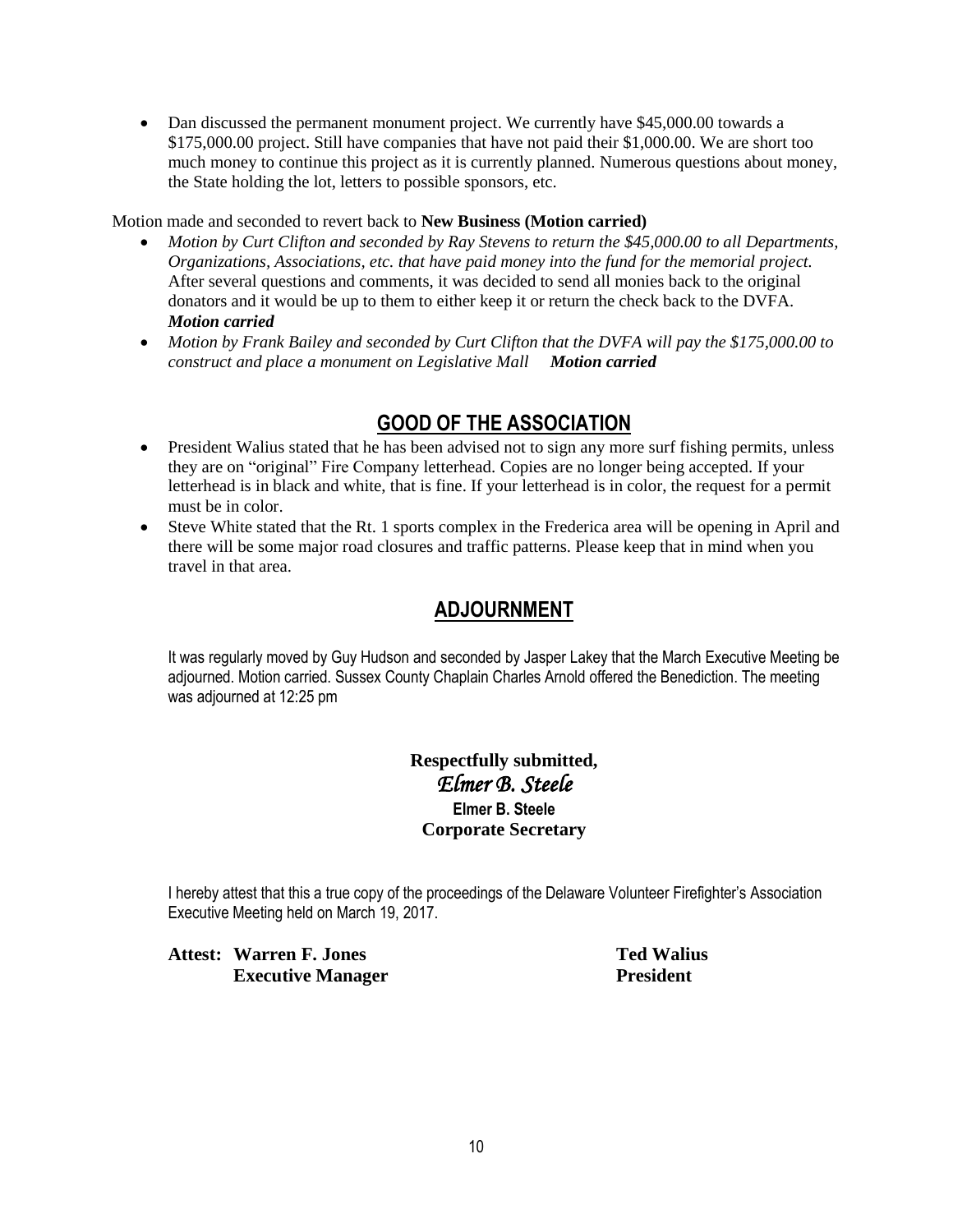- Dan discussed the permanent monument project. We currently have $45,000.00 towards a $175,000.00 project. Still have companies that have not paid their $1,000.00. We are short too much money to continue this project as it is currently planned. Numerous questions about money, the State holding the lot, letters to possible sponsors, etc.

Motion made and seconded to revert back to **New Business (Motion carried)**

- *Motion by Curt Clifton and seconded by Ray Stevens to return the $45,000.00 to all Departments, Organizations, Associations, etc. that have paid money into the fund for the memorial project.* After several questions and comments, it was decided to send all monies back to the original donators and it would be up to them to either keep it or return the check back to the DVFA. ***Motion carried***
- *Motion by Frank Bailey and seconded by Curt Clifton that the DVFA will pay the $175,000.00 to construct and place a monument on Legislative Mall* ***Motion carried***

## GOOD OF THE ASSOCIATION

- President Walius stated that he has been advised not to sign any more surf fishing permits, unless they are on "original" Fire Company letterhead. Copies are no longer being accepted. If your letterhead is in black and white, that is fine. If your letterhead is in color, the request for a permit must be in color.
- Steve White stated that the Rt. 1 sports complex in the Frederica area will be opening in April and there will be some major road closures and traffic patterns. Please keep that in mind when you travel in that area.

## ADJOURNMENT

It was regularly moved by Guy Hudson and seconded by Jasper Lakey that the March Executive Meeting be adjourned. Motion carried. Sussex County Chaplain Charles Arnold offered the Benediction. The meeting was adjourned at 12:25 pm

**Respectfully submitted,**
*Elmer B. Steele*
**Elmer B. Steele**
**Corporate Secretary**

I hereby attest that this a true copy of the proceedings of the Delaware Volunteer Firefighter's Association Executive Meeting held on March 19, 2017.

**Attest: Warren F. Jones** — **Executive Manager**

**Ted Walius** — **President**